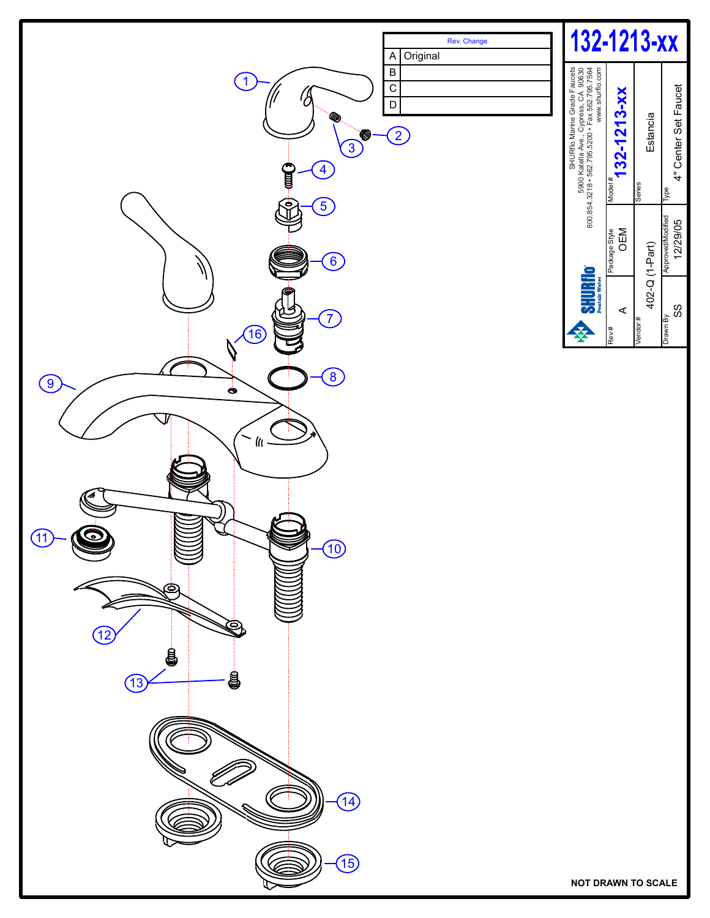# 132-1213-xx

| Rev. | Change |
|---|---|
| A | Original |
| B | |
| C | |
| D | |

SHURflo Marine Grade Faucets
5900 Katella Ave., Cypress, CA 90630
800.854.3218 • 562.795.5200 • Fax 562.795.7564
www.shurflo.com

SHURflo Pentair Water

| Model # | Series | Type |
|---|---|---|
| 132-1213-xx | Estancia | 4" Center Set Faucet |

| Rev # | Package Style | Vendor # | Drawn By | Approved/Modified |
|---|---|---|---|---|
| A | OEM | 402-Q (1-Part) | SS | 12/29/05 |

1, 2, 3, 4, 5, 6, 7, 8, 9, 10, 11, 12, 13, 14, 15, 16

**NOT DRAWN TO SCALE**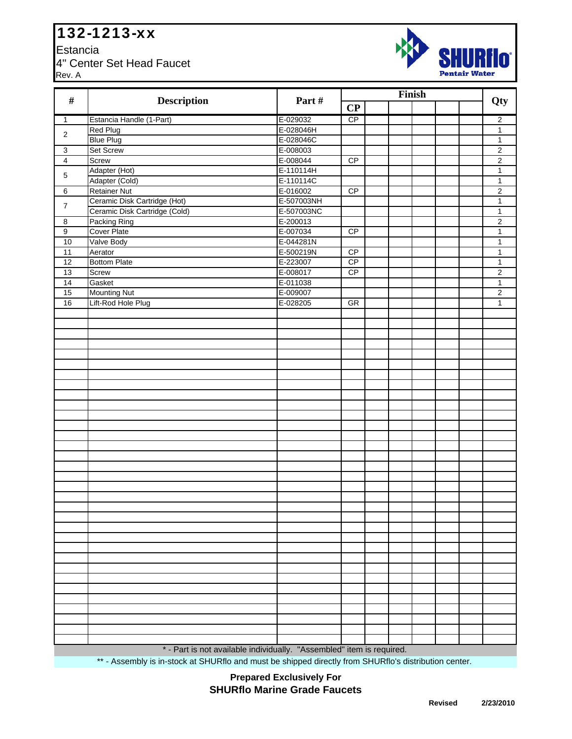# 132-1213-xx

Estancia

4" Center Set Head Faucet

Rev. A

SHURflo Pentair Water

| # | Description | Part # | Finish | | | | | | Qty |
|---|---|---|---|---|---|---|---|---|---|
| | | | CP | | | | | | |
| 1 | Estancia Handle (1-Part) | E-029032 | CP | | | | | | 2 |
| 2 | Red Plug | E-028046H | | | | | | | 1 |
| | Blue Plug | E-028046C | | | | | | | 1 |
| 3 | Set Screw | E-008003 | | | | | | | 2 |
| 4 | Screw | E-008044 | CP | | | | | | 2 |
| 5 | Adapter (Hot) | E-110114H | | | | | | | 1 |
| | Adapter (Cold) | E-110114C | | | | | | | 1 |
| 6 | Retainer Nut | E-016002 | CP | | | | | | 2 |
| 7 | Ceramic Disk Cartridge (Hot) | E-507003NH | | | | | | | 1 |
| | Ceramic Disk Cartridge (Cold) | E-507003NC | | | | | | | 1 |
| 8 | Packing Ring | E-200013 | | | | | | | 2 |
| 9 | Cover Plate | E-007034 | CP | | | | | | 1 |
| 10 | Valve Body | E-044281N | | | | | | | 1 |
| 11 | Aerator | E-500219N | CP | | | | | | 1 |
| 12 | Bottom Plate | E-223007 | CP | | | | | | 1 |
| 13 | Screw | E-008017 | CP | | | | | | 2 |
| 14 | Gasket | E-011038 | | | | | | | 1 |
| 15 | Mounting Nut | E-009007 | | | | | | | 2 |
| 16 | Lift-Rod Hole Plug | E-028205 | GR | | | | | | 1 |

* - Part is not available individually. "Assembled" item is required.

** - Assembly is in-stock at SHURflo and must be shipped directly from SHURflo's distribution center.

**Prepared Exclusively For**

**SHURflo Marine Grade Faucets**

**Revised** **2/23/2010**